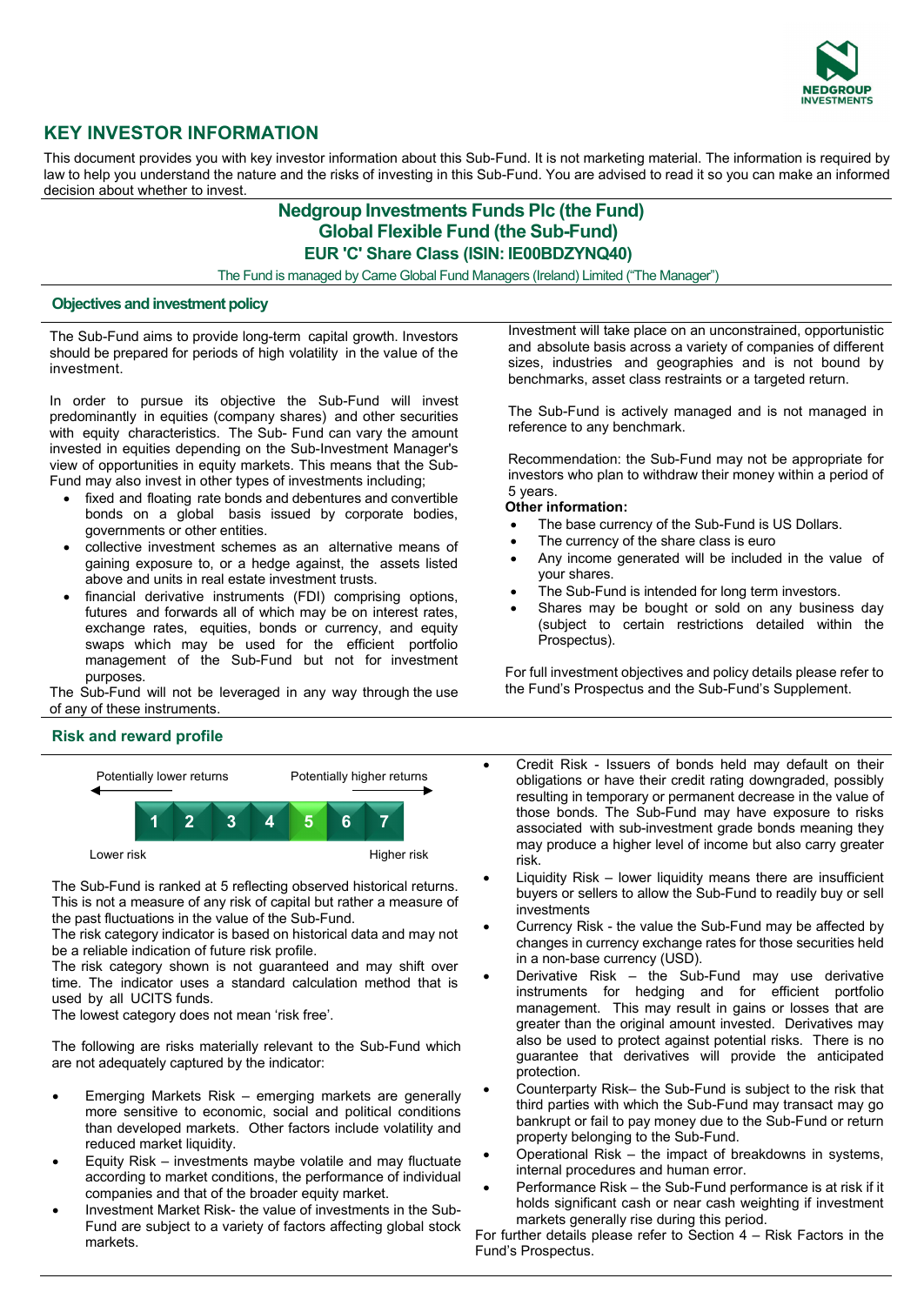# KEY INVESTOR INFORMATION

This document provides you with key investor information about this Sub-Fund. It is not marketing material. The information is required by law to help you understand the nature and the risks of investing in this Sub-Fund. You are advised to read it so you can make an informed decision about whether to invest.

## Nedgroup Investments Funds Plc (the Fund)
## Global Flexible Fund (the Sub-Fund)
### EUR 'C' Share Class (ISIN: IE00BDZYNQ40)

The Fund is managed by Carne Global Fund Managers (Ireland) Limited ("The Manager")

## Objectives and investment policy

The Sub-Fund aims to provide long-term capital growth. Investors should be prepared for periods of high volatility in the value of the investment.

In order to pursue its objective the Sub-Fund will invest predominantly in equities (company shares) and other securities with equity characteristics. The Sub- Fund can vary the amount invested in equities depending on the Sub-Investment Manager's view of opportunities in equity markets. This means that the Sub-Fund may also invest in other types of investments including;

- fixed and floating rate bonds and debentures and convertible bonds on a global basis issued by corporate bodies, governments or other entities.
- collective investment schemes as an alternative means of gaining exposure to, or a hedge against, the assets listed above and units in real estate investment trusts.
- financial derivative instruments (FDI) comprising options, futures and forwards all of which may be on interest rates, exchange rates, equities, bonds or currency, and equity swaps which may be used for the efficient portfolio management of the Sub-Fund but not for investment purposes.

The Sub-Fund will not be leveraged in any way through the use of any of these instruments.

Investment will take place on an unconstrained, opportunistic and absolute basis across a variety of companies of different sizes, industries and geographies and is not bound by benchmarks, asset class restraints or a targeted return.

The Sub-Fund is actively managed and is not managed in reference to any benchmark.

Recommendation: the Sub-Fund may not be appropriate for investors who plan to withdraw their money within a period of 5 years.

**Other information:**

- The base currency of the Sub-Fund is US Dollars.
- The currency of the share class is euro
- Any income generated will be included in the value of your shares.
- The Sub-Fund is intended for long term investors.
- Shares may be bought or sold on any business day (subject to certain restrictions detailed within the Prospectus).

For full investment objectives and policy details please refer to the Fund's Prospectus and the Sub-Fund's Supplement.

## Risk and reward profile

Potentially lower returns ← → Potentially higher returns

| 1 | 2 | 3 | 4 | **5** | 6 | 7 |
|---|---|---|---|---|---|---|

Lower risk — Higher risk

The Sub-Fund is ranked at 5 reflecting observed historical returns. This is not a measure of any risk of capital but rather a measure of the past fluctuations in the value of the Sub-Fund.

The risk category indicator is based on historical data and may not be a reliable indication of future risk profile.

The risk category shown is not guaranteed and may shift over time. The indicator uses a standard calculation method that is used by all UCITS funds.

The lowest category does not mean 'risk free'.

The following are risks materially relevant to the Sub-Fund which are not adequately captured by the indicator:

- Emerging Markets Risk – emerging markets are generally more sensitive to economic, social and political conditions than developed markets. Other factors include volatility and reduced market liquidity.
- Equity Risk – investments maybe volatile and may fluctuate according to market conditions, the performance of individual companies and that of the broader equity market.
- Investment Market Risk- the value of investments in the Sub-Fund are subject to a variety of factors affecting global stock markets.
- Credit Risk - Issuers of bonds held may default on their obligations or have their credit rating downgraded, possibly resulting in temporary or permanent decrease in the value of those bonds. The Sub-Fund may have exposure to risks associated with sub-investment grade bonds meaning they may produce a higher level of income but also carry greater risk.
- Liquidity Risk – lower liquidity means there are insufficient buyers or sellers to allow the Sub-Fund to readily buy or sell investments
- Currency Risk - the value the Sub-Fund may be affected by changes in currency exchange rates for those securities held in a non-base currency (USD).
- Derivative Risk – the Sub-Fund may use derivative instruments for hedging and for efficient portfolio management. This may result in gains or losses that are greater than the original amount invested. Derivatives may also be used to protect against potential risks. There is no guarantee that derivatives will provide the anticipated protection.
- Counterparty Risk– the Sub-Fund is subject to the risk that third parties with which the Sub-Fund may transact may go bankrupt or fail to pay money due to the Sub-Fund or return property belonging to the Sub-Fund.
- Operational Risk – the impact of breakdowns in systems, internal procedures and human error.
- Performance Risk – the Sub-Fund performance is at risk if it holds significant cash or near cash weighting if investment markets generally rise during this period.

For further details please refer to Section 4 – Risk Factors in the Fund's Prospectus.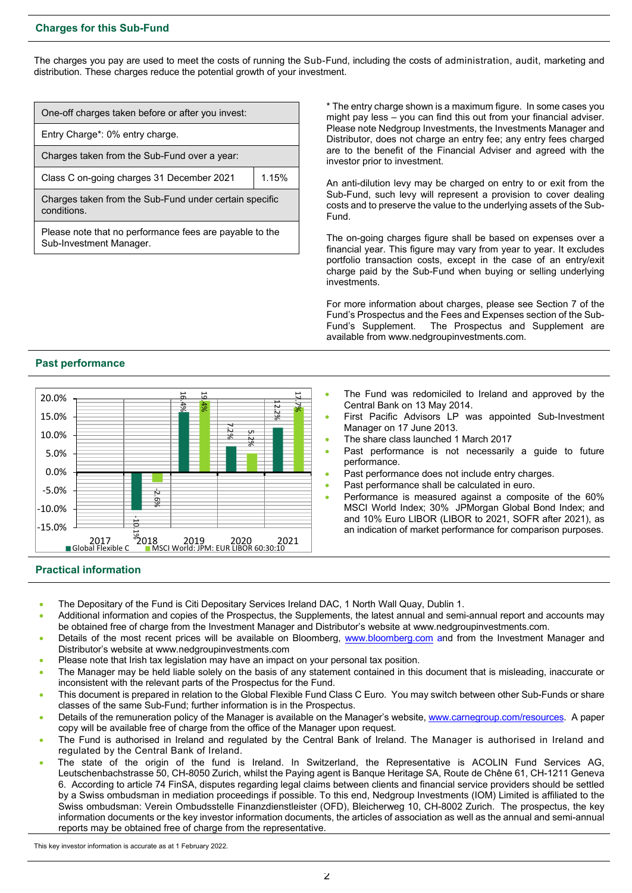## Charges for this Sub-Fund

The charges you pay are used to meet the costs of running the Sub-Fund, including the costs of administration, audit, marketing and distribution. These charges reduce the potential growth of your investment.

| | |
|---|---|
| One-off charges taken before or after you invest: | |
| Entry Charge*: 0% entry charge. | |
| Charges taken from the Sub-Fund over a year: | |
| Class C on-going charges 31 December 2021 | 1.15% |
| Charges taken from the Sub-Fund under certain specific conditions. | |
| Please note that no performance fees are payable to the Sub-Investment Manager. | |

* The entry charge shown is a maximum figure. In some cases you might pay less – you can find this out from your financial adviser. Please note Nedgroup Investments, the Investments Manager and Distributor, does not charge an entry fee; any entry fees charged are to the benefit of the Financial Adviser and agreed with the investor prior to investment.

An anti-dilution levy may be charged on entry to or exit from the Sub-Fund, such levy will represent a provision to cover dealing costs and to preserve the value to the underlying assets of the Sub-Fund.

The on-going charges figure shall be based on expenses over a financial year. This figure may vary from year to year. It excludes portfolio transaction costs, except in the case of an entry/exit charge paid by the Sub-Fund when buying or selling underlying investments.

For more information about charges, please see Section 7 of the Fund's Prospectus and the Fees and Expenses section of the Sub-Fund's Supplement. The Prospectus and Supplement are available from www.nedgroupinvestments.com.

## Past performance

20.0%
15.0%
10.0%
5.0%
0.0%
-5.0%
-10.0%
-15.0%

2017 2018 2019 2020 2021

-10.1% -2.6% 16.4% 19.4% 7.2% 5.2% 12.2% 17.7%

Global Flexible C
MSCI World: JPM: EUR LIBOR 60:30:10

- The Fund was redomiciled to Ireland and approved by the Central Bank on 13 May 2014.
- First Pacific Advisors LP was appointed Sub-Investment Manager on 17 June 2013.
- The share class launched 1 March 2017
- Past performance is not necessarily a guide to future performance.
- Past performance does not include entry charges.
- Past performance shall be calculated in euro.
- Performance is measured against a composite of the 60% MSCI World Index; 30% JPMorgan Global Bond Index; and and 10% Euro LIBOR (LIBOR to 2021, SOFR after 2021), as an indication of market performance for comparison purposes.

## Practical information

- The Depositary of the Fund is Citi Depositary Services Ireland DAC, 1 North Wall Quay, Dublin 1.
- Additional information and copies of the Prospectus, the Supplements, the latest annual and semi-annual report and accounts may be obtained free of charge from the Investment Manager and Distributor's website at www.nedgroupinvestments.com.
- Details of the most recent prices will be available on Bloomberg, www.bloomberg.com and from the Investment Manager and Distributor's website at www.nedgroupinvestments.com
- Please note that Irish tax legislation may have an impact on your personal tax position.
- The Manager may be held liable solely on the basis of any statement contained in this document that is misleading, inaccurate or inconsistent with the relevant parts of the Prospectus for the Fund.
- This document is prepared in relation to the Global Flexible Fund Class C Euro. You may switch between other Sub-Funds or share classes of the same Sub-Fund; further information is in the Prospectus.
- Details of the remuneration policy of the Manager is available on the Manager's website, www.carnegroup.com/resources. A paper copy will be available free of charge from the office of the Manager upon request.
- The Fund is authorised in Ireland and regulated by the Central Bank of Ireland. The Manager is authorised in Ireland and regulated by the Central Bank of Ireland.
- The state of the origin of the fund is Ireland. In Switzerland, the Representative is ACOLIN Fund Services AG, Leutschenbachstrasse 50, CH-8050 Zurich, whilst the Paying agent is Banque Heritage SA, Route de Chêne 61, CH-1211 Geneva 6. According to article 74 FinSA, disputes regarding legal claims between clients and financial service providers should be settled by a Swiss ombudsman in mediation proceedings if possible. To this end, Nedgroup Investments (IOM) Limited is affiliated to the Swiss ombudsman: Verein Ombudsstelle Finanzdienstleister (OFD), Bleicherweg 10, CH-8002 Zurich. The prospectus, the key information documents or the key investor information documents, the articles of association as well as the annual and semi-annual reports may be obtained free of charge from the representative.

This key investor information is accurate as at 1 February 2022.